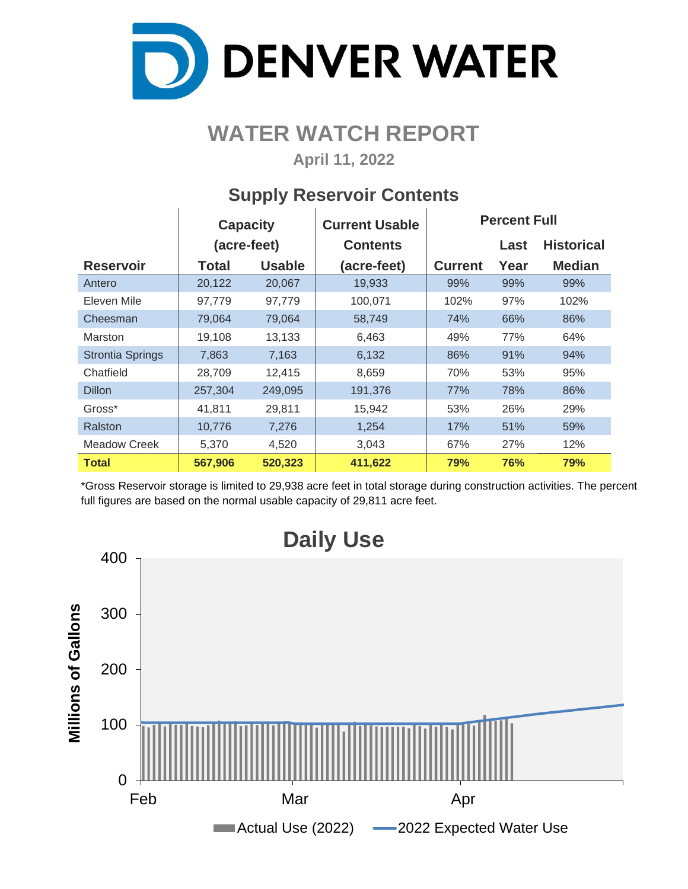# DENVER WATER

## WATER WATCH REPORT

**April 11, 2022**

### Supply Reservoir Contents

| Reservoir | Capacity (acre-feet) | | Current Usable Contents (acre-feet) | Percent Full | | |
|---|---|---|---|---|---|---|
| | Total | Usable | | Current | Last Year | Historical Median |
| Antero | 20,122 | 20,067 | 19,933 | 99% | 99% | 99% |
| Eleven Mile | 97,779 | 97,779 | 100,071 | 102% | 97% | 102% |
| Cheesman | 79,064 | 79,064 | 58,749 | 74% | 66% | 86% |
| Marston | 19,108 | 13,133 | 6,463 | 49% | 77% | 64% |
| Strontia Springs | 7,863 | 7,163 | 6,132 | 86% | 91% | 94% |
| Chatfield | 28,709 | 12,415 | 8,659 | 70% | 53% | 95% |
| Dillon | 257,304 | 249,095 | 191,376 | 77% | 78% | 86% |
| Gross* | 41,811 | 29,811 | 15,942 | 53% | 26% | 29% |
| Ralston | 10,776 | 7,276 | 1,254 | 17% | 51% | 59% |
| Meadow Creek | 5,370 | 4,520 | 3,043 | 67% | 27% | 12% |
| **Total** | **567,906** | **520,323** | **411,622** | **79%** | **76%** | **79%** |

*Gross Reservoir storage is limited to 29,938 acre feet in total storage during construction activities. The percent full figures are based on the normal usable capacity of 29,811 acre feet.

### Daily Use

Millions of Gallons (0–400); Feb, Mar, Apr

Actual Use (2022) — 2022 Expected Water Use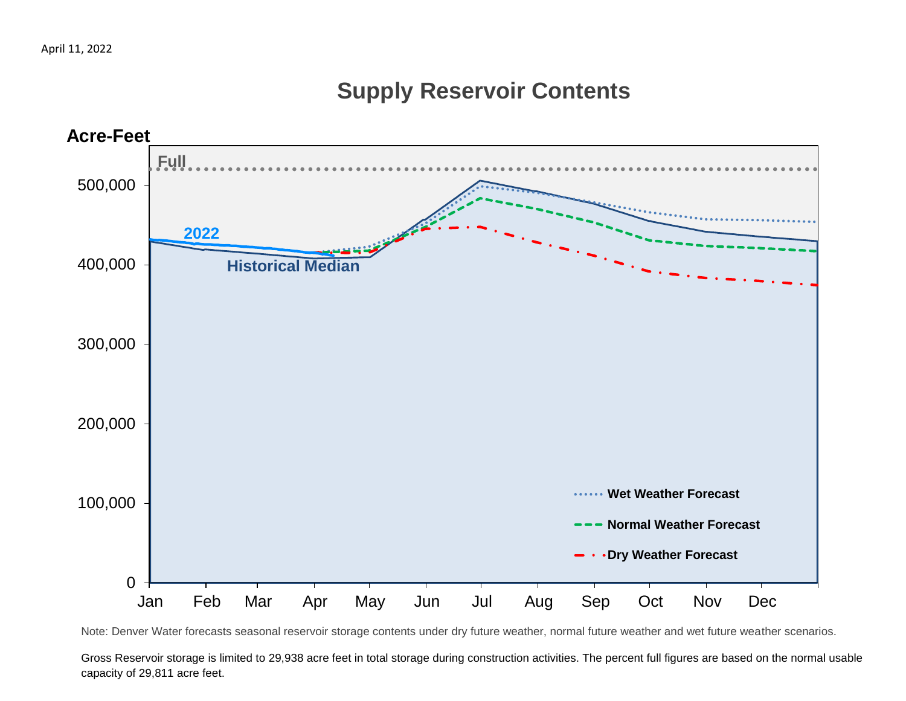April 11, 2022

## Supply Reservoir Contents

Acre-Feet

Full

2022

Historical Median

500,000
400,000
300,000
200,000
100,000
0

Jan Feb Mar Apr May Jun Jul Aug Sep Oct Nov Dec

Wet Weather Forecast

Normal Weather Forecast

Dry Weather Forecast

Note: Denver Water forecasts seasonal reservoir storage contents under dry future weather, normal future weather and wet future weather scenarios.

Gross Reservoir storage is limited to 29,938 acre feet in total storage during construction activities. The percent full figures are based on the normal usable capacity of 29,811 acre feet.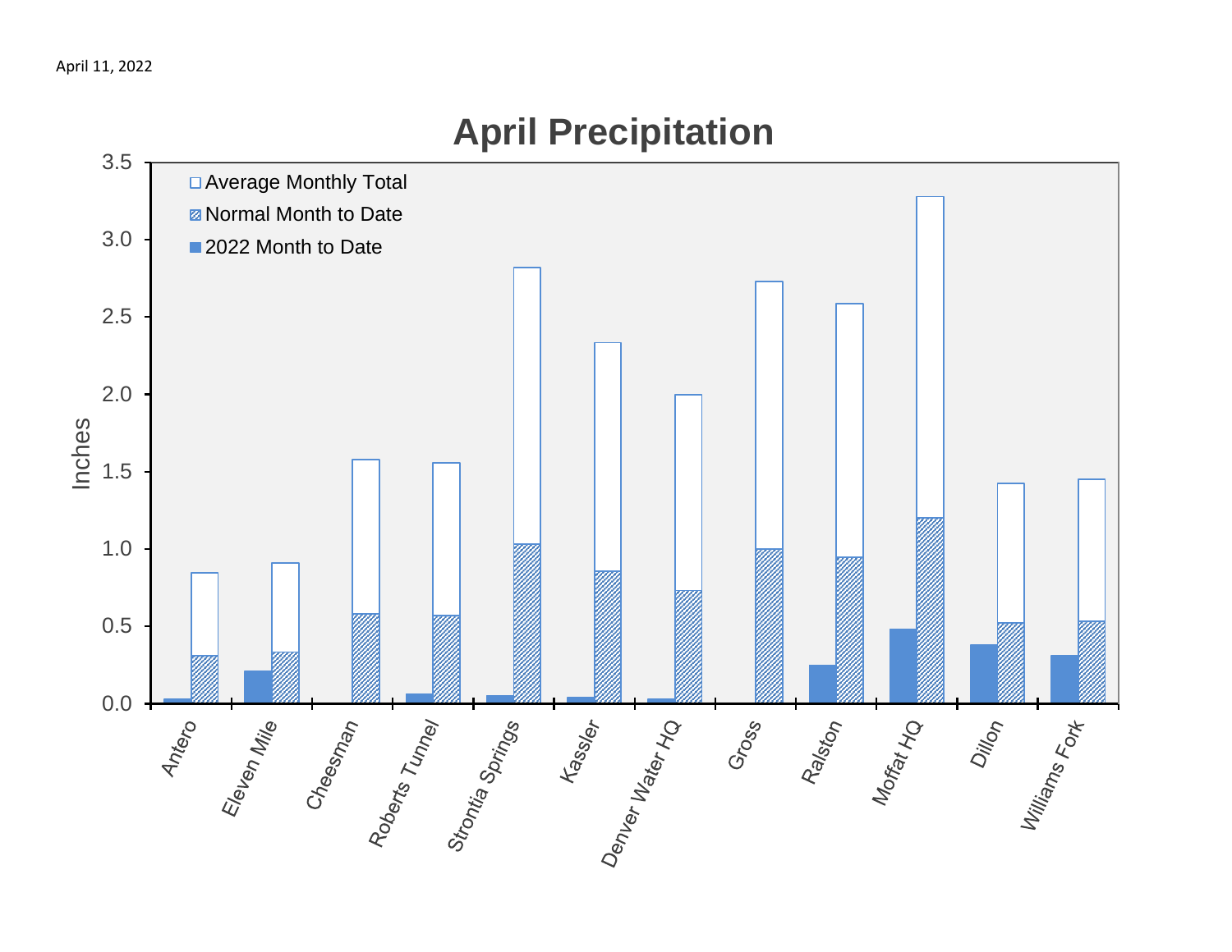April 11, 2022

# April Precipitation

Inches

- Average Monthly Total
- Normal Month to Date
- 2022 Month to Date

Antero, Eleven Mile, Cheesman, Roberts Tunnel, Strontia Springs, Kassler, Denver Water HQ, Gross, Ralston, Moffat HQ, Dillon, Williams Fork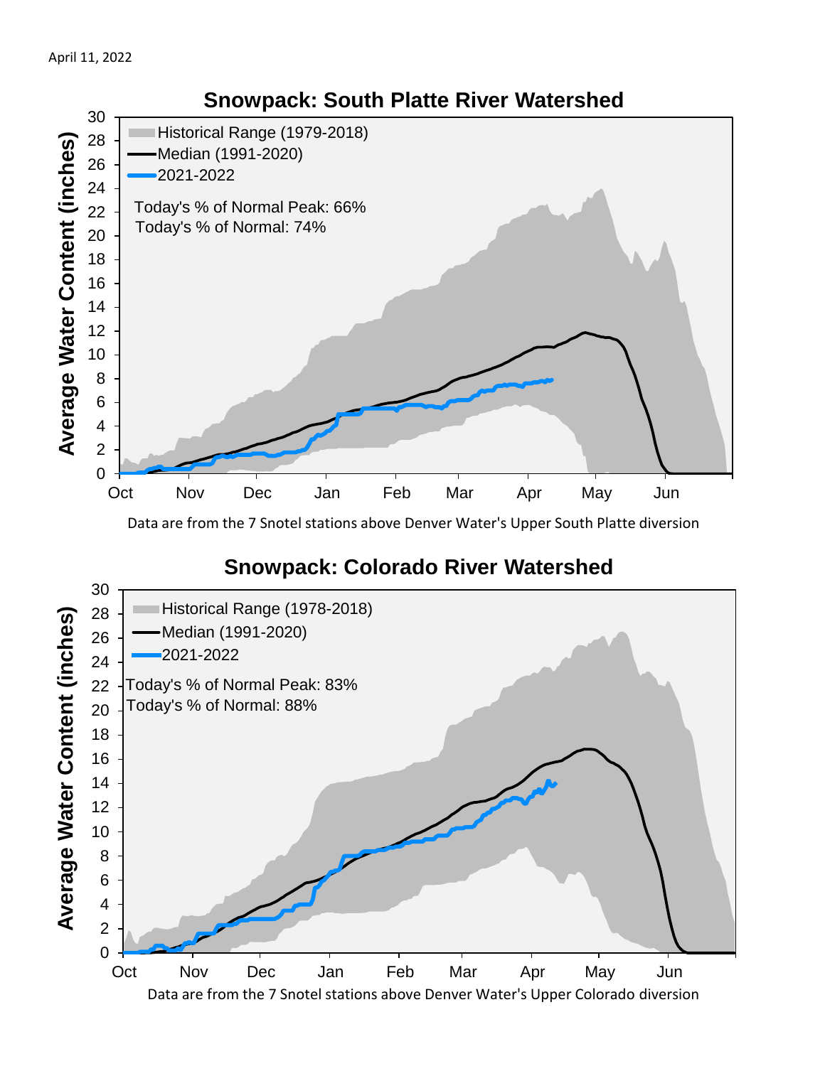April 11, 2022

## Snowpack: South Platte River Watershed

Historical Range (1979-2018)
Median (1991-2020)
2021-2022

Today's % of Normal Peak: 66%
Today's % of Normal: 74%

Average Water Content (inches)

Oct Nov Dec Jan Feb Mar Apr May Jun

Data are from the 7 Snotel stations above Denver Water's Upper South Platte diversion

## Snowpack: Colorado River Watershed

Historical Range (1978-2018)
Median (1991-2020)
2021-2022

Today's % of Normal Peak: 83%
Today's % of Normal: 88%

Average Water Content (inches)

Oct Nov Dec Jan Feb Mar Apr May Jun

Data are from the 7 Snotel stations above Denver Water's Upper Colorado diversion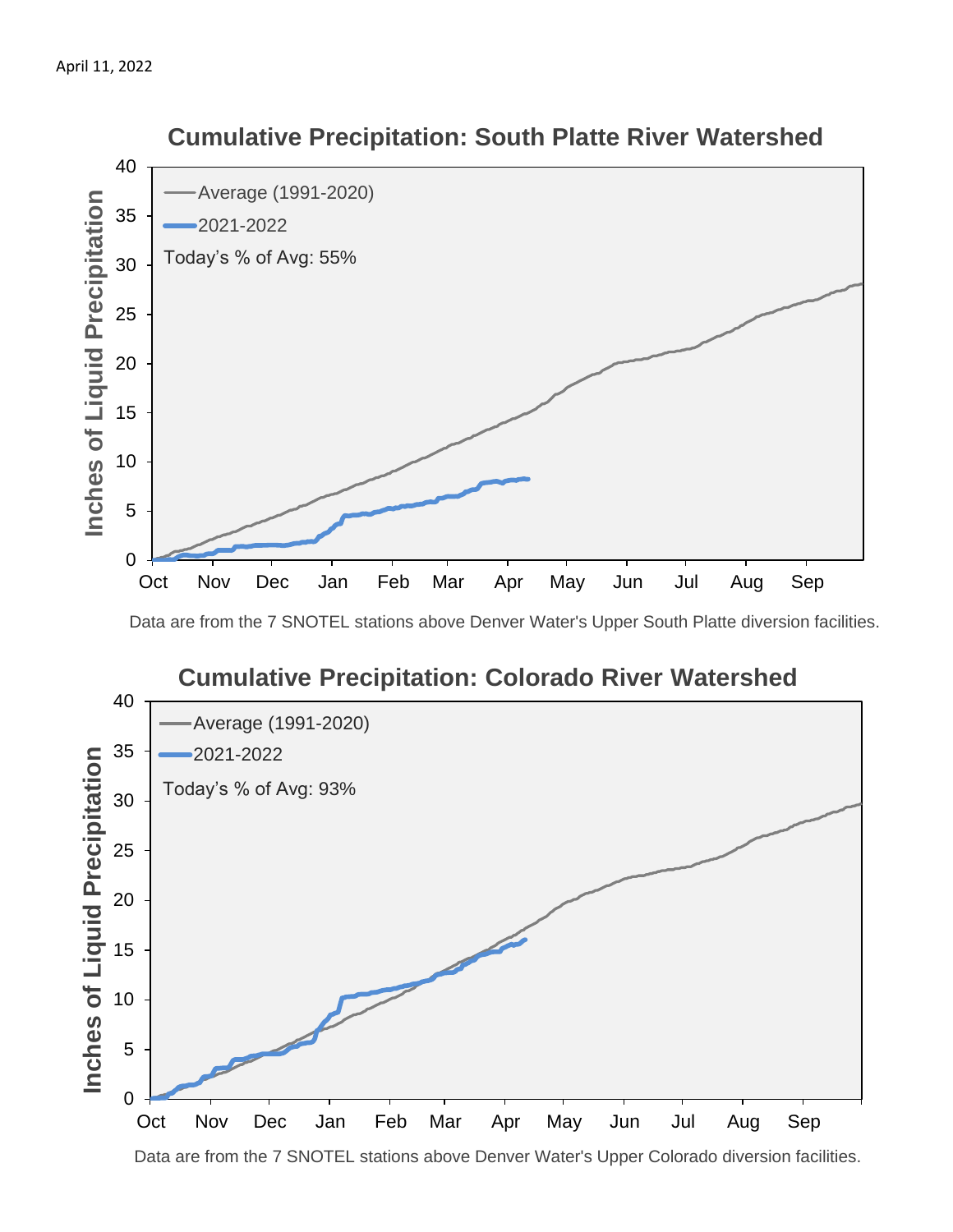April 11, 2022

## Cumulative Precipitation: South Platte River Watershed

Data are from the 7 SNOTEL stations above Denver Water's Upper South Platte diversion facilities.

## Cumulative Precipitation: Colorado River Watershed

Data are from the 7 SNOTEL stations above Denver Water's Upper Colorado diversion facilities.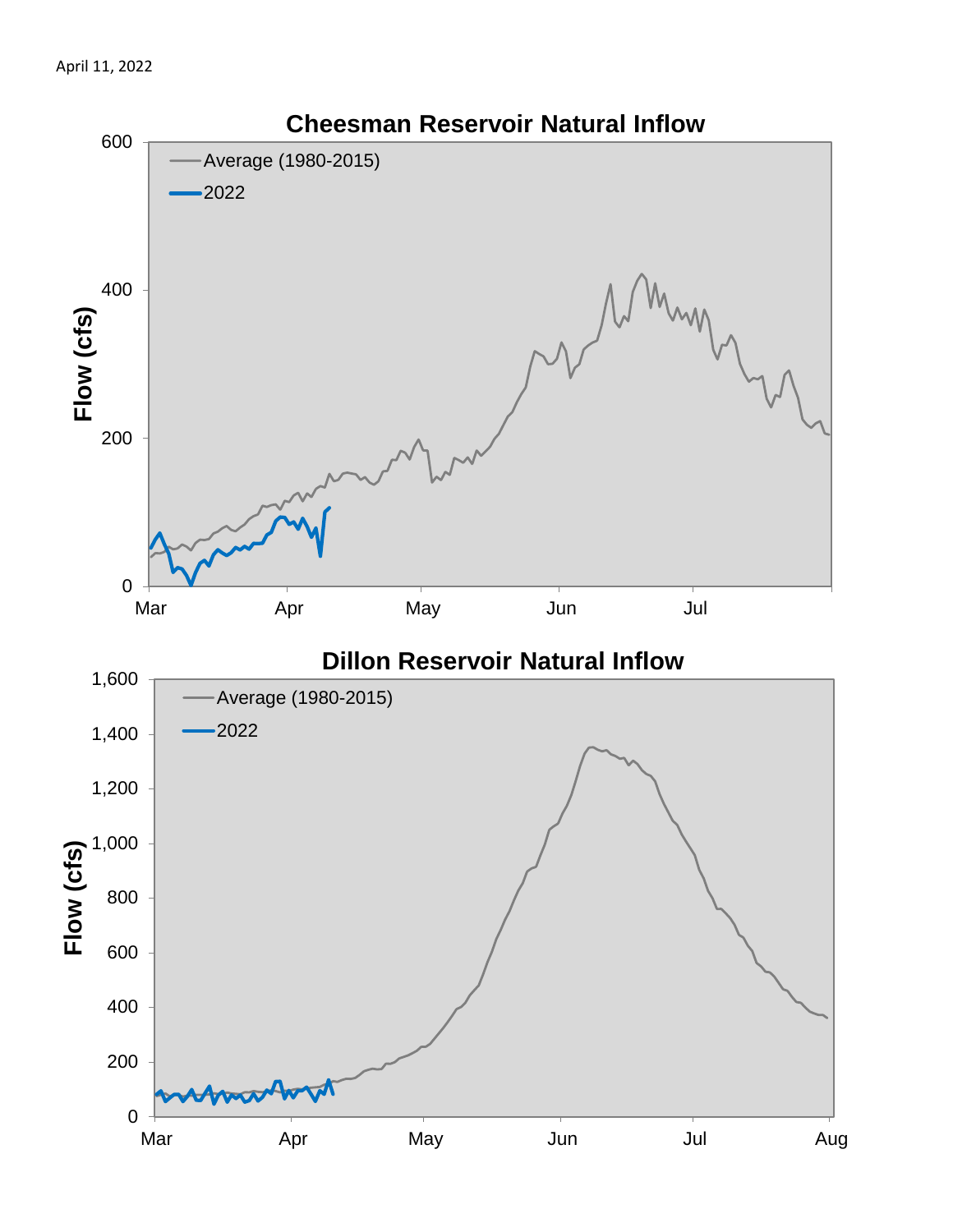April 11, 2022

## Cheesman Reservoir Natural Inflow

Flow (cfs)

600
400
200
0

Mar | Apr | May | Jun | Jul

Average (1980-2015)
2022

## Dillon Reservoir Natural Inflow

Flow (cfs)

1,600
1,400
1,200
1,000
800
600
400
200
0

Mar | Apr | May | Jun | Jul | Aug

Average (1980-2015)
2022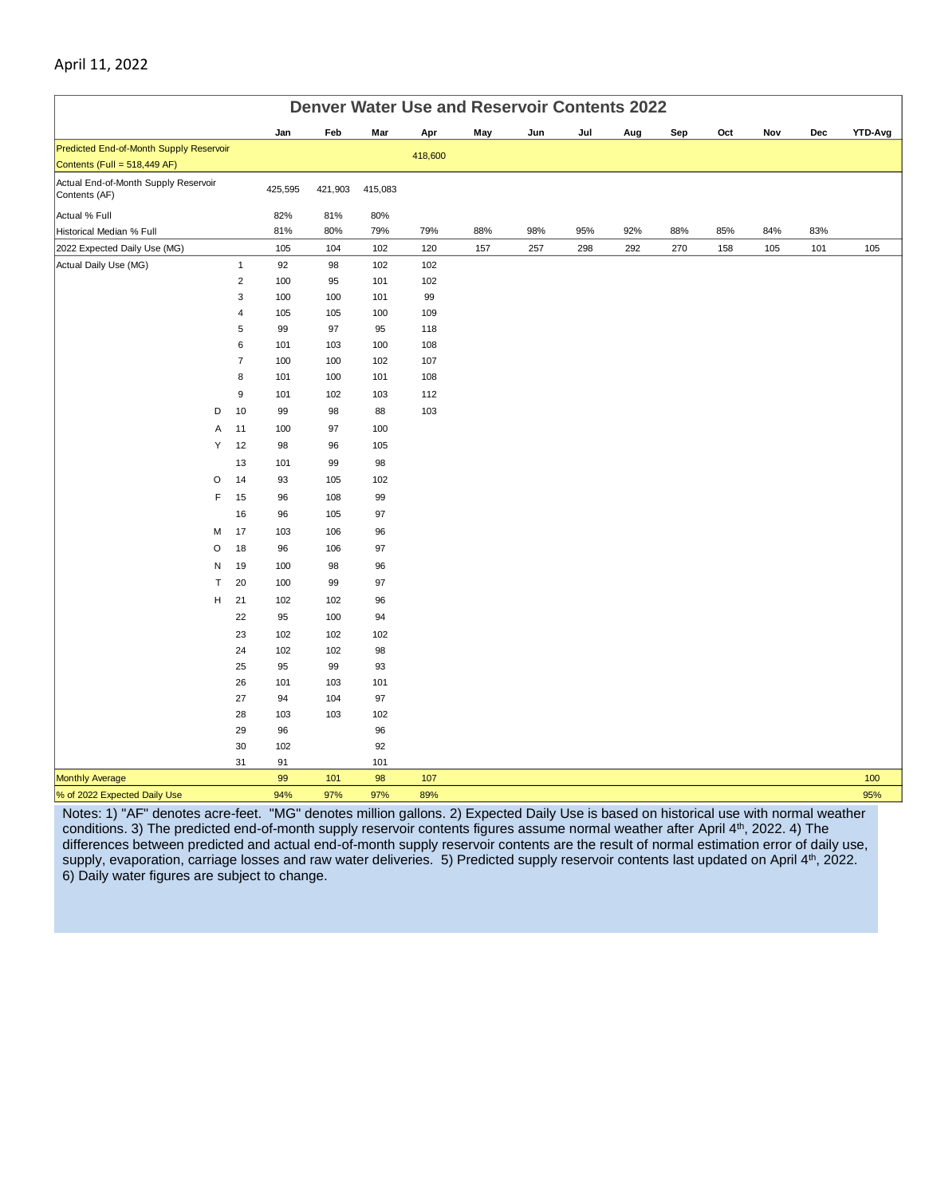April 11, 2022

## Denver Water Use and Reservoir Contents 2022

| | | | Jan | Feb | Mar | Apr | May | Jun | Jul | Aug | Sep | Oct | Nov | Dec | YTD-Avg |
|---|---|---|---|---|---|---|---|---|---|---|---|---|---|---|---|
| Predicted End-of-Month Supply Reservoir Contents (Full = 518,449 AF) | | | | | | 418,600 | | | | | | | | | |
| Actual End-of-Month Supply Reservoir Contents (AF) | | | 425,595 | 421,903 | 415,083 | | | | | | | | | | |
| Actual % Full | | | 82% | 81% | 80% | | | | | | | | | | |
| Historical Median % Full | | | 81% | 80% | 79% | 79% | 88% | 98% | 95% | 92% | 88% | 85% | 84% | 83% | |
| 2022 Expected Daily Use (MG) | | | 105 | 104 | 102 | 120 | 157 | 257 | 298 | 292 | 270 | 158 | 105 | 101 | 105 |
| Actual Daily Use (MG) | | 1 | 92 | 98 | 102 | 102 | | | | | | | | | |
| | | 2 | 100 | 95 | 101 | 102 | | | | | | | | | |
| | | 3 | 100 | 100 | 101 | 99 | | | | | | | | | |
| | | 4 | 105 | 105 | 100 | 109 | | | | | | | | | |
| | | 5 | 99 | 97 | 95 | 118 | | | | | | | | | |
| | | 6 | 101 | 103 | 100 | 108 | | | | | | | | | |
| | | 7 | 100 | 100 | 102 | 107 | | | | | | | | | |
| | | 8 | 101 | 100 | 101 | 108 | | | | | | | | | |
| | | 9 | 101 | 102 | 103 | 112 | | | | | | | | | |
| | D | 10 | 99 | 98 | 88 | 103 | | | | | | | | | |
| | A | 11 | 100 | 97 | 100 | | | | | | | | | | |
| | Y | 12 | 98 | 96 | 105 | | | | | | | | | | |
| | | 13 | 101 | 99 | 98 | | | | | | | | | | |
| | O | 14 | 93 | 105 | 102 | | | | | | | | | | |
| | F | 15 | 96 | 108 | 99 | | | | | | | | | | |
| | | 16 | 96 | 105 | 97 | | | | | | | | | | |
| | M | 17 | 103 | 106 | 96 | | | | | | | | | | |
| | O | 18 | 96 | 106 | 97 | | | | | | | | | | |
| | N | 19 | 100 | 98 | 96 | | | | | | | | | | |
| | T | 20 | 100 | 99 | 97 | | | | | | | | | | |
| | H | 21 | 102 | 102 | 96 | | | | | | | | | | |
| | | 22 | 95 | 100 | 94 | | | | | | | | | | |
| | | 23 | 102 | 102 | 102 | | | | | | | | | | |
| | | 24 | 102 | 102 | 98 | | | | | | | | | | |
| | | 25 | 95 | 99 | 93 | | | | | | | | | | |
| | | 26 | 101 | 103 | 101 | | | | | | | | | | |
| | | 27 | 94 | 104 | 97 | | | | | | | | | | |
| | | 28 | 103 | 103 | 102 | | | | | | | | | | |
| | | 29 | 96 | | 96 | | | | | | | | | | |
| | | 30 | 102 | | 92 | | | | | | | | | | |
| | | 31 | 91 | | 101 | | | | | | | | | | |
| Monthly Average | | | 99 | 101 | 98 | 107 | | | | | | | | | 100 |
| % of 2022 Expected Daily Use | | | 94% | 97% | 97% | 89% | | | | | | | | | 95% |

Notes: 1) "AF" denotes acre-feet. "MG" denotes million gallons. 2) Expected Daily Use is based on historical use with normal weather conditions. 3) The predicted end-of-month supply reservoir contents figures assume normal weather after April 4th, 2022. 4) The differences between predicted and actual end-of-month supply reservoir contents are the result of normal estimation error of daily use, supply, evaporation, carriage losses and raw water deliveries. 5) Predicted supply reservoir contents last updated on April 4th, 2022. 6) Daily water figures are subject to change.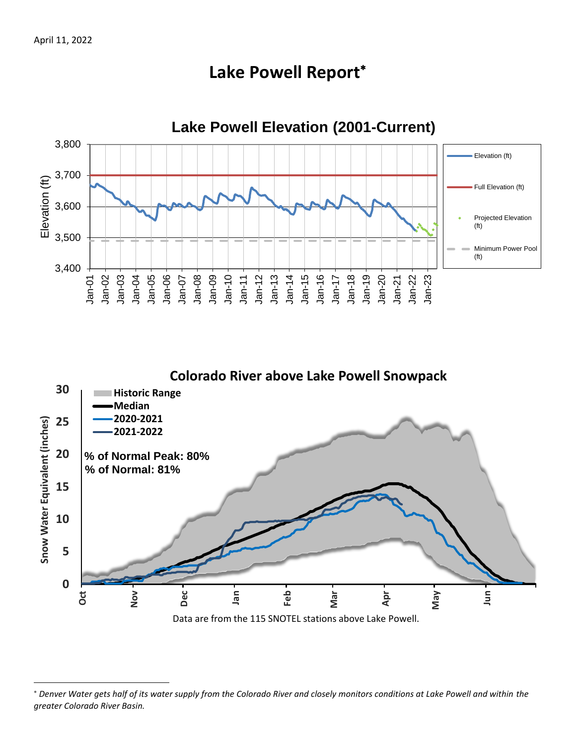April 11, 2022

# Lake Powell Report*

**Lake Powell Elevation (2001-Current)**

3,800
3,700
3,600
3,500
3,400

Elevation (ft)

Jan-01
Jan-02
Jan-03
Jan-04
Jan-05
Jan-06
Jan-07
Jan-08
Jan-09
Jan-10
Jan-11
Jan-12
Jan-13
Jan-14
Jan-15
Jan-16
Jan-17
Jan-18
Jan-19
Jan-20
Jan-21
Jan-22
Jan-23

Elevation (ft)
Full Elevation (ft)
Projected Elevation (ft)
Minimum Power Pool (ft)

**Colorado River above Lake Powell Snowpack**

30
25
20
15
10
5
0

Snow Water Equivalent (inches)

**Historic Range**
**Median**
**2020-2021**
**2021-2022**

**% of Normal Peak: 80%**
**% of Normal: 81%**

**Oct** **Nov** **Dec** **Jan** **Feb** **Mar** **Apr** **May** **Jun**

Data are from the 115 SNOTEL stations above Lake Powell.

---

\* *Denver Water gets half of its water supply from the Colorado River and closely monitors conditions at Lake Powell and within the greater Colorado River Basin.*